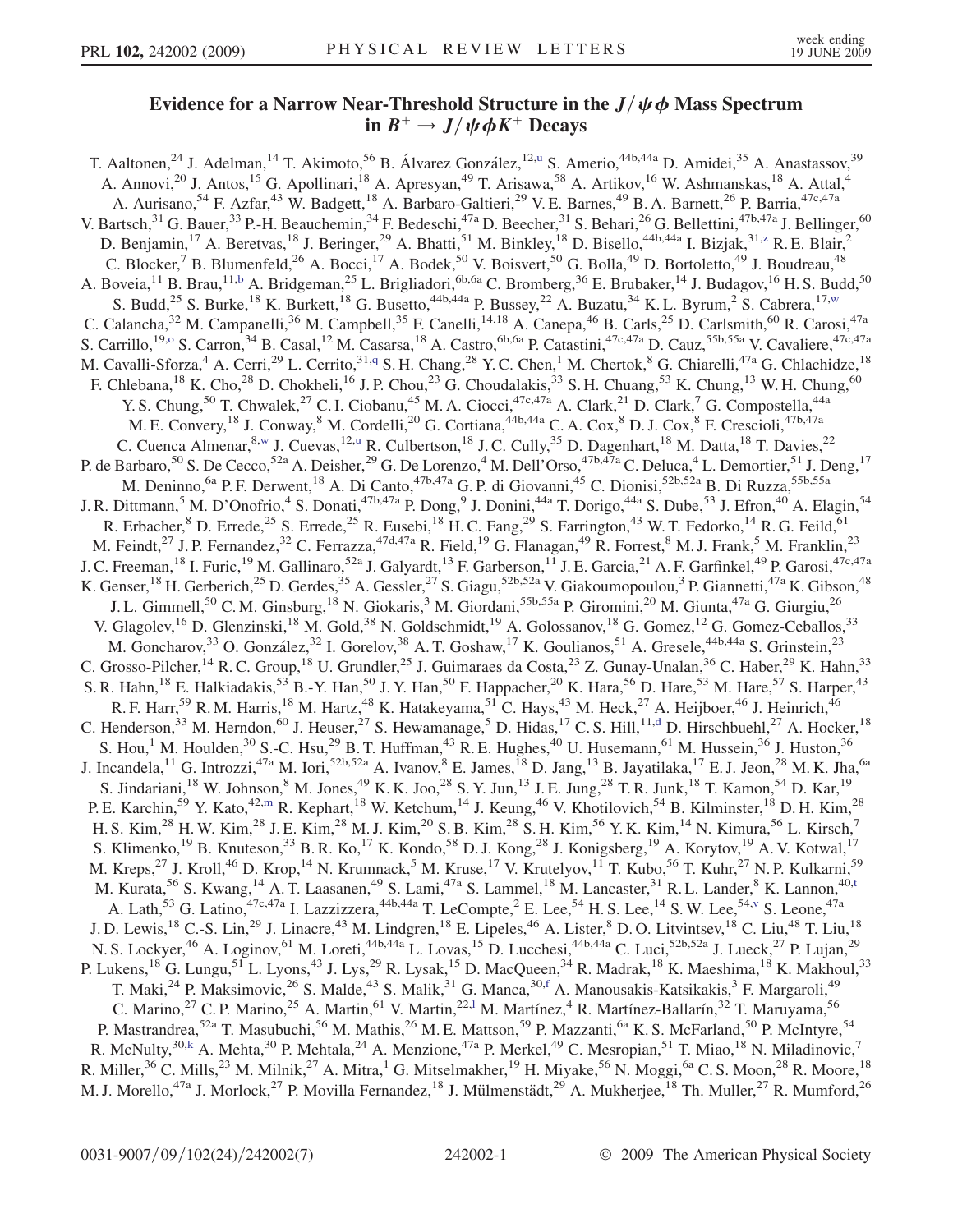# Evidence for a Narrow Near-Threshold Structure in the $J/\psi\phi$ Mass Spectrum in $B^+ \to J/\psi\phi K^+$ Decays

T. Aaltonen,[24] J. Adelman,[14] T. Akimoto,[56] B. Álvarez González,[12,u] S. Amerio,[44b,44a] D. Amidei,[35] A. Anastassov,[39] A. Annovi,[20] J. Antos,[15] G. Apollinari,[18] A. Apresyan,[49] T. Arisawa,[58] A. Artikov,[16] W. Ashmanskas,[18] A. Attal,[4] A. Aurisano,[54] F. Azfar,[43] W. Badgett,[18] A. Barbaro-Galtieri,[29] V. E. Barnes,[49] B. A. Barnett,[26] P. Barria,[47c,47a] V. Bartsch,[31] G. Bauer,[33] P.-H. Beauchemin,[34] F. Bedeschi,[47a] D. Beecher,[31] S. Behari,[26] G. Bellettini,[47b,47a] J. Bellinger,[60] D. Benjamin,[17] A. Beretvas,[18] J. Beringer,[29] A. Bhatti,[51] M. Binkley,[18] D. Bisello,[44b,44a] I. Bizjak,[31,z] R. E. Blair,[2] C. Blocker,[7] B. Blumenfeld,[26] A. Bocci,[17] A. Bodek,[50] V. Boisvert,[50] G. Bolla,[49] D. Bortoletto,[49] J. Boudreau,[48] A. Boveia,[11] B. Brau,[11,b] A. Bridgeman,[25] L. Brigliadori,[6b,6a] C. Bromberg,[36] E. Brubaker,[14] J. Budagov,[16] H. S. Budd,[50] S. Budd,[25] S. Burke,[18] K. Burkett,[18] G. Busetto,[44b,44a] P. Bussey,[22] A. Buzatu,[34] K. L. Byrum,[2] S. Cabrera,[17,w] C. Calancha,[32] M. Campanelli,[36] M. Campbell,[35] F. Canelli,[14,18] A. Canepa,[46] B. Carls,[25] D. Carlsmith,[60] R. Carosi,[47a] S. Carrillo,[19,o] S. Carron,[34] B. Casal,[12] M. Casarsa,[18] A. Castro,[6b,6a] P. Catastini,[47c,47a] D. Cauz,[55b,55a] V. Cavaliere,[47c,47a] M. Cavalli-Sforza,[4] A. Cerri,[29] L. Cerrito,[31,q] S. H. Chang,[28] Y. C. Chen,[1] M. Chertok,[8] G. Chiarelli,[47a] G. Chlachidze,[18] F. Chlebana,[18] K. Cho,[28] D. Chokheli,[16] J. P. Chou,[23] G. Choudalakis,[33] S. H. Chuang,[53] K. Chung,[13] W. H. Chung,[60] Y. S. Chung,[50] T. Chwalek,[27] C. I. Ciobanu,[45] M. A. Ciocci,[47c,47a] A. Clark,[21] D. Clark,[7] G. Compostella,[44a] M. E. Convery,[18] J. Conway,[8] M. Cordelli,[20] G. Cortiana,[44b,44a] C. A. Cox,[8] D. J. Cox,[8] F. Crescioli,[47b,47a] C. Cuenca Almenar,[8,w] J. Cuevas,[12,u] R. Culbertson,[18] J. C. Cully,[35] D. Dagenhart,[18] M. Datta,[18] T. Davies,[22] P. de Barbaro,[50] S. De Cecco,[52a] A. Deisher,[29] G. De Lorenzo,[4] M. Dell'Orso,[47b,47a] C. Deluca,[4] L. Demortier,[51] J. Deng,[17] M. Deninno,[6a] P. F. Derwent,[18] A. Di Canto,[47b,47a] G. P. di Giovanni,[45] C. Dionisi,[52b,52a] B. Di Ruzza,[55b,55a] J. R. Dittmann,[5] M. D'Onofrio,[4] S. Donati,[47b,47a] P. Dong,[9] J. Donini,[44a] T. Dorigo,[44a] S. Dube,[53] J. Efron,[40] A. Elagin,[54] R. Erbacher,[8] D. Errede,[25] S. Errede,[25] R. Eusebi,[18] H. C. Fang,[29] S. Farrington,[43] W. T. Fedorko,[14] R. G. Feild,[61] M. Feindt,[27] J. P. Fernandez,[32] C. Ferrazza,[47d,47a] R. Field,[19] G. Flanagan,[49] R. Forrest,[8] M. J. Frank,[5] M. Franklin,[23] J. C. Freeman,[18] I. Furic,[19] M. Gallinaro,[52a] J. Galyardt,[13] F. Garberson,[11] J. E. Garcia,[21] A. F. Garfinkel,[49] P. Garosi,[47c,47a] K. Genser,[18] H. Gerberich,[25] D. Gerdes,[35] A. Gessler,[27] S. Giagu,[52b,52a] V. Giakoumopoulou,[3] P. Giannetti,[47a] K. Gibson,[48] J. L. Gimmell,[50] C. M. Ginsburg,[18] N. Giokaris,[3] M. Giordani,[55b,55a] P. Giromini,[20] M. Giunta,[47a] G. Giurgiu,[26] V. Glagolev,[16] D. Glenzinski,[18] M. Gold,[38] N. Goldschmidt,[19] A. Golossanov,[18] G. Gomez,[12] G. Gomez-Ceballos,[33] M. Goncharov,[33] O. González,[32] I. Gorelov,[38] A. T. Goshaw,[17] K. Goulianos,[51] A. Gresele,[44b,44a] S. Grinstein,[23] C. Grosso-Pilcher,[14] R. C. Group,[18] U. Grundler,[25] J. Guimaraes da Costa,[23] Z. Gunay-Unalan,[36] C. Haber,[29] K. Hahn,[33] S. R. Hahn,[18] E. Halkiadakis,[53] B.-Y. Han,[50] J. Y. Han,[50] F. Happacher,[20] K. Hara,[56] D. Hare,[53] M. Hare,[57] S. Harper,[43] R. F. Harr,[59] R. M. Harris,[18] M. Hartz,[48] K. Hatakeyama,[51] C. Hays,[43] M. Heck,[27] A. Heijboer,[46] J. Heinrich,[46] C. Henderson,[33] M. Herndon,[60] J. Heuser,[27] S. Hewamanage,[5] D. Hidas,[17] C. S. Hill,[11,d] D. Hirschbuehl,[27] A. Hocker,[18] S. Hou,[1] M. Houlden,[30] S.-C. Hsu,[29] B. T. Huffman,[43] R. E. Hughes,[40] U. Husemann,[61] M. Hussein,[36] J. Huston,[36] J. Incandela,[11] G. Introzzi,[47a] M. Iori,[52b,52a] A. Ivanov,[8] E. James,[18] D. Jang,[13] B. Jayatilaka,[17] E. J. Jeon,[28] M. K. Jha,[6a] S. Jindariani,[18] W. Johnson,[8] M. Jones,[49] K. K. Joo,[28] S. Y. Jun,[13] J. E. Jung,[28] T. R. Junk,[18] T. Kamon,[54] D. Kar,[19] P. E. Karchin,[59] Y. Kato,[42,m] R. Kephart,[18] W. Ketchum,[14] J. Keung,[46] V. Khotilovich,[54] B. Kilminster,[18] D. H. Kim,[28] H. S. Kim,[28] H. W. Kim,[28] J. E. Kim,[28] M. J. Kim,[20] S. B. Kim,[28] S. H. Kim,[56] Y. K. Kim,[14] N. Kimura,[56] L. Kirsch,[7] S. Klimenko,[19] B. Knuteson,[33] B. R. Ko,[17] K. Kondo,[58] D. J. Kong,[28] J. Konigsberg,[19] A. Korytov,[19] A. V. Kotwal,[17] M. Kreps,[27] J. Kroll,[46] D. Krop,[14] N. Krumnack,[5] M. Kruse,[17] V. Krutelyov,[11] T. Kubo,[56] T. Kuhr,[27] N. P. Kulkarni,[59] M. Kurata,[56] S. Kwang,[14] A. T. Laasanen,[49] S. Lami,[47a] S. Lammel,[18] M. Lancaster,[31] R. L. Lander,[8] K. Lannon,[40,t] A. Lath,[53] G. Latino,[47c,47a] I. Lazzizzera,[44b,44a] T. LeCompte,[2] E. Lee,[54] H. S. Lee,[14] S. W. Lee,[54,v] S. Leone,[47a] J. D. Lewis,[18] C.-S. Lin,[29] J. Linacre,[43] M. Lindgren,[18] E. Lipeles,[46] A. Lister,[8] D. O. Litvintsev,[18] C. Liu,[48] T. Liu,[18] N. S. Lockyer,[46] A. Loginov,[61] M. Loreti,[44b,44a] L. Lovas,[15] D. Lucchesi,[44b,44a] C. Luci,[52b,52a] J. Lueck,[27] P. Lujan,[29] P. Lukens,[18] G. Lungu,[51] L. Lyons,[43] J. Lys,[29] R. Lysak,[15] D. MacQueen,[34] R. Madrak,[18] K. Maeshima,[18] K. Makhoul,[33] T. Maki,[24] P. Maksimovic,[26] S. Malde,[43] S. Malik,[31] G. Manca,[30,f] A. Manousakis-Katsikakis,[3] F. Margaroli,[49] C. Marino,[27] C. P. Marino,[25] A. Martin,[61] V. Martin,[22,l] M. Martínez,[4] R. Martínez-Ballarín,[32] T. Maruyama,[56] P. Mastrandrea,[52a] T. Masubuchi,[56] M. Mathis,[26] M. E. Mattson,[59] P. Mazzanti,[6a] K. S. McFarland,[50] P. McIntyre,[54] R. McNulty,[30,k] A. Mehta,[30] P. Mehtala,[24] A. Menzione,[47a] P. Merkel,[49] C. Mesropian,[51] T. Miao,[18] N. Miladinovic,[7] R. Miller,[36] C. Mills,[23] M. Milnik,[27] A. Mitra,[1] G. Mitselmakher,[19] H. Miyake,[56] N. Moggi,[6a] C. S. Moon,[28] R. Moore,[18] M. J. Morello,[47a] J. Morlock,[27] P. Movilla Fernandez,[18] J. Mülmenstädt,[29] A. Mukherjee,[18] Th. Muller,[27] R. Mumford,[26]

0031-9007/09/102(24)/242002(7) © 2009 The American Physical Society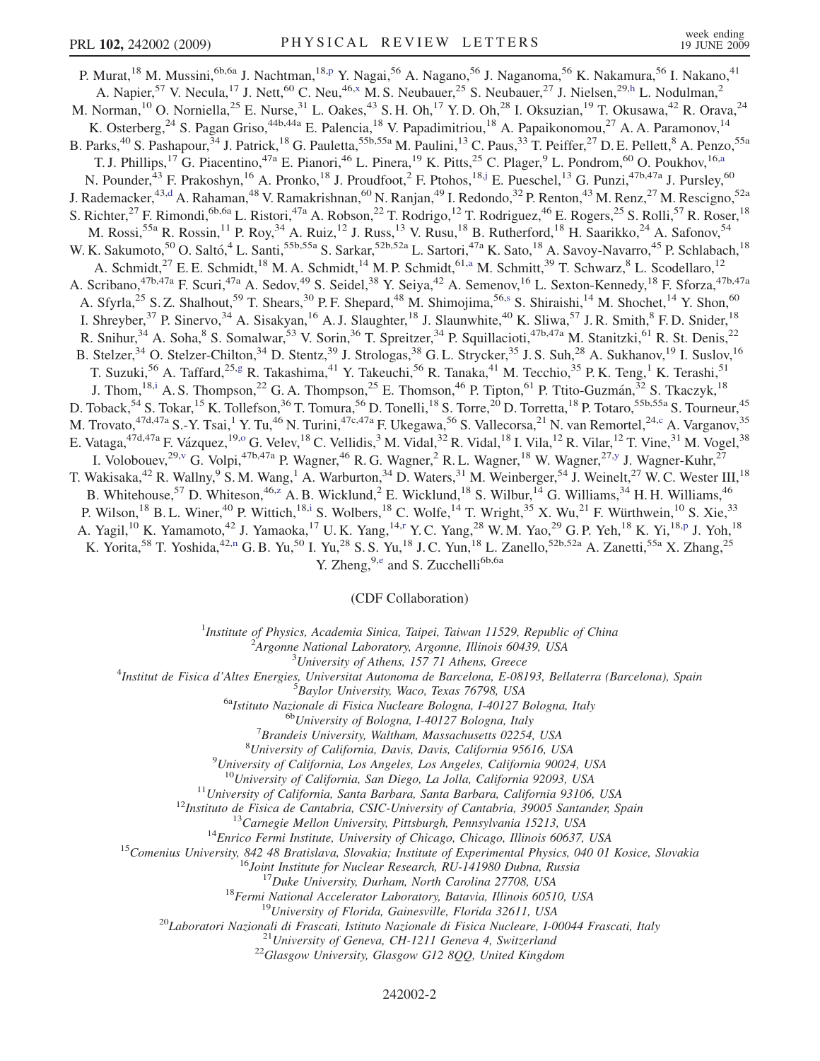P. Murat,[18] M. Mussini,[6b,6a] J. Nachtman,[18,p] Y. Nagai,[56] A. Nagano,[56] J. Naganoma,[56] K. Nakamura,[56] I. Nakano,[41] A. Napier,[57] V. Necula,[17] J. Nett,[60] C. Neu,[46,x] M. S. Neubauer,[25] S. Neubauer,[27] J. Nielsen,[29,h] L. Nodulman,[2] M. Norman,[10] O. Norniella,[25] E. Nurse,[31] L. Oakes,[43] S. H. Oh,[17] Y. D. Oh,[28] I. Oksuzian,[19] T. Okusawa,[42] R. Orava,[24] K. Osterberg,[24] S. Pagan Griso,[44b,44a] E. Palencia,[18] V. Papadimitriou,[18] A. Papaikonomou,[27] A. A. Paramonov,[14] B. Parks,[40] S. Pashapour,[34] J. Patrick,[18] G. Pauletta,[55b,55a] M. Paulini,[13] C. Paus,[33] T. Peiffer,[27] D. E. Pellett,[8] A. Penzo,[55a] T. J. Phillips,[17] G. Piacentino,[47a] E. Pianori,[46] L. Pinera,[19] K. Pitts,[25] C. Plager,[9] L. Pondrom,[60] O. Poukhov,[16,a] N. Pounder,[43] F. Prakoshyn,[16] A. Pronko,[18] J. Proudfoot,[2] F. Ptohos,[18,j] E. Pueschel,[13] G. Punzi,[47b,47a] J. Pursley,[60] J. Rademacker,[43,d] A. Rahaman,[48] V. Ramakrishnan,[60] N. Ranjan,[49] I. Redondo,[32] P. Renton,[43] M. Renz,[27] M. Rescigno,[52a] S. Richter,[27] F. Rimondi,[6b,6a] L. Ristori,[47a] A. Robson,[22] T. Rodrigo,[12] T. Rodriguez,[46] E. Rogers,[25] S. Rolli,[57] R. Roser,[18] M. Rossi,[55a] R. Rossin,[11] P. Roy,[34] A. Ruiz,[12] J. Russ,[13] V. Rusu,[18] B. Rutherford,[18] H. Saarikko,[24] A. Safonov,[54] W. K. Sakumoto,[50] O. Saltó,[4] L. Santi,[55b,55a] S. Sarkar,[52b,52a] L. Sartori,[47a] K. Sato,[18] A. Savoy-Navarro,[45] P. Schlabach,[18] A. Schmidt,[27] E. E. Schmidt,[18] M. A. Schmidt,[14] M. P. Schmidt,[61,a] M. Schmitt,[39] T. Schwarz,[8] L. Scodellaro,[12] A. Scribano,[47b,47a] F. Scuri,[47a] A. Sedov,[49] S. Seidel,[38] Y. Seiya,[42] A. Semenov,[16] L. Sexton-Kennedy,[18] F. Sforza,[47b,47a] A. Sfyrla,[25] S. Z. Shalhout,[59] T. Shears,[30] P. F. Shepard,[48] M. Shimojima,[56,s] S. Shiraishi,[14] M. Shochet,[14] Y. Shon,[60] I. Shreyber,[37] P. Sinervo,[34] A. Sisakyan,[16] A. J. Slaughter,[18] J. Slaunwhite,[40] K. Sliwa,[57] J. R. Smith,[8] F. D. Snider,[18] R. Snihur,[34] A. Soha,[8] S. Somalwar,[53] V. Sorin,[36] T. Spreitzer,[34] P. Squillacioti,[47b,47a] M. Stanitzki,[61] R. St. Denis,[22] B. Stelzer,[34] O. Stelzer-Chilton,[34] D. Stentz,[39] J. Strologas,[38] G. L. Strycker,[35] J. S. Suh,[28] A. Sukhanov,[19] I. Suslov,[16] T. Suzuki,[56] A. Taffard,[25,g] R. Takashima,[41] Y. Takeuchi,[56] R. Tanaka,[41] M. Tecchio,[35] P. K. Teng,[1] K. Terashi,[51] J. Thom,[18,i] A. S. Thompson,[22] G. A. Thompson,[25] E. Thomson,[46] P. Tipton,[61] P. Ttito-Guzmán,[32] S. Tkaczyk,[18] D. Toback,[54] S. Tokar,[15] K. Tollefson,[36] T. Tomura,[56] D. Tonelli,[18] S. Torre,[20] D. Torretta,[18] P. Totaro,[55b,55a] S. Tourneur,[45] M. Trovato,[47d,47a] S.-Y. Tsai,[1] Y. Tu,[46] N. Turini,[47c,47a] F. Ukegawa,[56] S. Vallecorsa,[21] N. van Remortel,[24,c] A. Varganov,[35] E. Vataga,[47d,47a] F. Vázquez,[19,o] G. Velev,[18] C. Vellidis,[3] M. Vidal,[32] R. Vidal,[18] I. Vila,[12] R. Vilar,[12] T. Vine,[31] M. Vogel,[38] I. Volobouev,[29,v] G. Volpi,[47b,47a] P. Wagner,[46] R. G. Wagner,[2] R. L. Wagner,[18] W. Wagner,[27,y] J. Wagner-Kuhr,[27] T. Wakisaka,[42] R. Wallny,[9] S. M. Wang,[1] A. Warburton,[34] D. Waters,[31] M. Weinberger,[54] J. Weinelt,[27] W. C. Wester III,[18] B. Whitehouse,[57] D. Whiteson,[46,z] A. B. Wicklund,[2] E. Wicklund,[18] S. Wilbur,[14] G. Williams,[34] H. H. Williams,[46] P. Wilson,[18] B. L. Winer,[40] P. Wittich,[18,i] S. Wolbers,[18] C. Wolfe,[14] T. Wright,[35] X. Wu,[21] F. Würthwein,[10] S. Xie,[33] A. Yagil,[10] K. Yamamoto,[42] J. Yamaoka,[17] U. K. Yang,[14,r] Y. C. Yang,[28] W. M. Yao,[29] G. P. Yeh,[18] K. Yi,[18,p] J. Yoh,[18] K. Yorita,[58] T. Yoshida,[42,n] G. B. Yu,[50] I. Yu,[28] S. S. Yu,[18] J. C. Yun,[18] L. Zanello,[52b,52a] A. Zanetti,[55a] X. Zhang,[25] Y. Zheng,[9,e] and S. Zucchelli[6b,6a]

(CDF Collaboration)

[1]*Institute of Physics, Academia Sinica, Taipei, Taiwan 11529, Republic of China*
[2]*Argonne National Laboratory, Argonne, Illinois 60439, USA*
[3]*University of Athens, 157 71 Athens, Greece*
[4]*Institut de Fisica d'Altes Energies, Universitat Autonoma de Barcelona, E-08193, Bellaterra (Barcelona), Spain*
[5]*Baylor University, Waco, Texas 76798, USA*
[6a]*Istituto Nazionale di Fisica Nucleare Bologna, I-40127 Bologna, Italy*
[6b]*University of Bologna, I-40127 Bologna, Italy*
[7]*Brandeis University, Waltham, Massachusetts 02254, USA*
[8]*University of California, Davis, Davis, California 95616, USA*
[9]*University of California, Los Angeles, Los Angeles, California 90024, USA*
[10]*University of California, San Diego, La Jolla, California 92093, USA*
[11]*University of California, Santa Barbara, Santa Barbara, California 93106, USA*
[12]*Instituto de Fisica de Cantabria, CSIC-University of Cantabria, 39005 Santander, Spain*
[13]*Carnegie Mellon University, Pittsburgh, Pennsylvania 15213, USA*
[14]*Enrico Fermi Institute, University of Chicago, Chicago, Illinois 60637, USA*
[15]*Comenius University, 842 48 Bratislava, Slovakia; Institute of Experimental Physics, 040 01 Kosice, Slovakia*
[16]*Joint Institute for Nuclear Research, RU-141980 Dubna, Russia*
[17]*Duke University, Durham, North Carolina 27708, USA*
[18]*Fermi National Accelerator Laboratory, Batavia, Illinois 60510, USA*
[19]*University of Florida, Gainesville, Florida 32611, USA*
[20]*Laboratori Nazionali di Frascati, Istituto Nazionale di Fisica Nucleare, I-00044 Frascati, Italy*
[21]*University of Geneva, CH-1211 Geneva 4, Switzerland*
[22]*Glasgow University, Glasgow G12 8QQ, United Kingdom*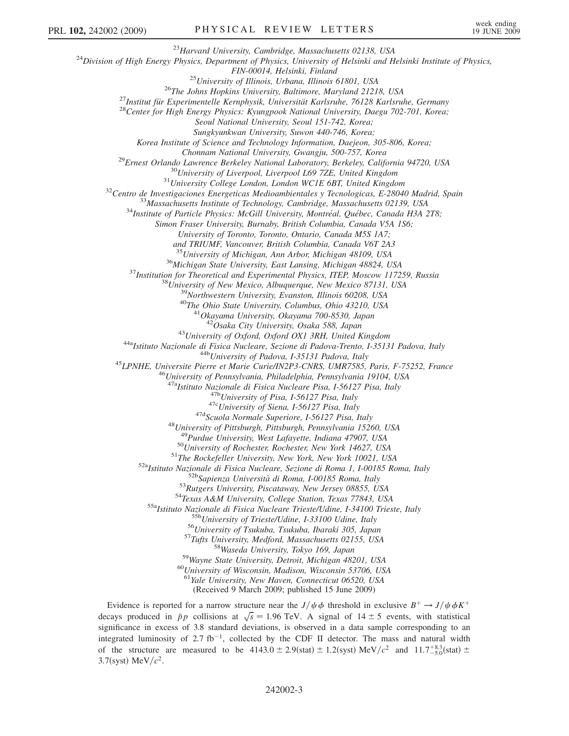[23]Harvard University, Cambridge, Massachusetts 02138, USA
[24]Division of High Energy Physics, Department of Physics, University of Helsinki and Helsinki Institute of Physics, FIN-00014, Helsinki, Finland
[25]University of Illinois, Urbana, Illinois 61801, USA
[26]The Johns Hopkins University, Baltimore, Maryland 21218, USA
[27]Institut für Experimentelle Kernphysik, Universität Karlsruhe, 76128 Karlsruhe, Germany
[28]Center for High Energy Physics: Kyungpook National University, Daegu 702-701, Korea; Seoul National University, Seoul 151-742, Korea; Sungkyunkwan University, Suwon 440-746, Korea; Korea Institute of Science and Technology Information, Daejeon, 305-806, Korea; Chonnam National University, Gwangju, 500-757, Korea
[29]Ernest Orlando Lawrence Berkeley National Laboratory, Berkeley, California 94720, USA
[30]University of Liverpool, Liverpool L69 7ZE, United Kingdom
[31]University College London, London WC1E 6BT, United Kingdom
[32]Centro de Investigaciones Energeticas Medioambientales y Tecnologicas, E-28040 Madrid, Spain
[33]Massachusetts Institute of Technology, Cambridge, Massachusetts 02139, USA
[34]Institute of Particle Physics: McGill University, Montréal, Québec, Canada H3A 2T8; Simon Fraser University, Burnaby, British Columbia, Canada V5A 1S6; University of Toronto, Toronto, Ontario, Canada M5S 1A7; and TRIUMF, Vancouver, British Columbia, Canada V6T 2A3
[35]University of Michigan, Ann Arbor, Michigan 48109, USA
[36]Michigan State University, East Lansing, Michigan 48824, USA
[37]Institution for Theoretical and Experimental Physics, ITEP, Moscow 117259, Russia
[38]University of New Mexico, Albuquerque, New Mexico 87131, USA
[39]Northwestern University, Evanston, Illinois 60208, USA
[40]The Ohio State University, Columbus, Ohio 43210, USA
[41]Okayama University, Okayama 700-8530, Japan
[42]Osaka City University, Osaka 588, Japan
[43]University of Oxford, Oxford OX1 3RH, United Kingdom
[44a]Istituto Nazionale di Fisica Nucleare, Sezione di Padova-Trento, I-35131 Padova, Italy
[44b]University of Padova, I-35131 Padova, Italy
[45]LPNHE, Universite Pierre et Marie Curie/IN2P3-CNRS, UMR7585, Paris, F-75252, France
[46]University of Pennsylvania, Philadelphia, Pennsylvania 19104, USA
[47a]Istituto Nazionale di Fisica Nucleare Pisa, I-56127 Pisa, Italy
[47b]University of Pisa, I-56127 Pisa, Italy
[47c]University of Siena, I-56127 Pisa, Italy
[47d]Scuola Normale Superiore, I-56127 Pisa, Italy
[48]University of Pittsburgh, Pittsburgh, Pennsylvania 15260, USA
[49]Purdue University, West Lafayette, Indiana 47907, USA
[50]University of Rochester, Rochester, New York 14627, USA
[51]The Rockefeller University, New York, New York 10021, USA
[52a]Istituto Nazionale di Fisica Nucleare, Sezione di Roma 1, I-00185 Roma, Italy
[52b]Sapienza Università di Roma, I-00185 Roma, Italy
[53]Rutgers University, Piscataway, New Jersey 08855, USA
[54]Texas A&M University, College Station, Texas 77843, USA
[55a]Istituto Nazionale di Fisica Nucleare Trieste/Udine, I-34100 Trieste, Italy
[55b]University of Trieste/Udine, I-33100 Udine, Italy
[56]University of Tsukuba, Tsukuba, Ibaraki 305, Japan
[57]Tufts University, Medford, Massachusetts 02155, USA
[58]Waseda University, Tokyo 169, Japan
[59]Wayne State University, Detroit, Michigan 48201, USA
[60]University of Wisconsin, Madison, Wisconsin 53706, USA
[61]Yale University, New Haven, Connecticut 06520, USA

(Received 9 March 2009; published 15 June 2009)

Evidence is reported for a narrow structure near the $J/\psi\phi$ threshold in exclusive $B^+ \to J/\psi\phi K^+$ decays produced in $\bar{p}p$ collisions at $\sqrt{s} = 1.96$ TeV. A signal of $14 \pm 5$ events, with statistical significance in excess of 3.8 standard deviations, is observed in a data sample corresponding to an integrated luminosity of 2.7 fb$^{-1}$, collected by the CDF II detector. The mass and natural width of the structure are measured to be $4143.0 \pm 2.9(\text{stat}) \pm 1.2(\text{syst})\ \text{MeV}/c^2$ and $11.7^{+8.3}_{-5.0}(\text{stat}) \pm 3.7(\text{syst})\ \text{MeV}/c^2$.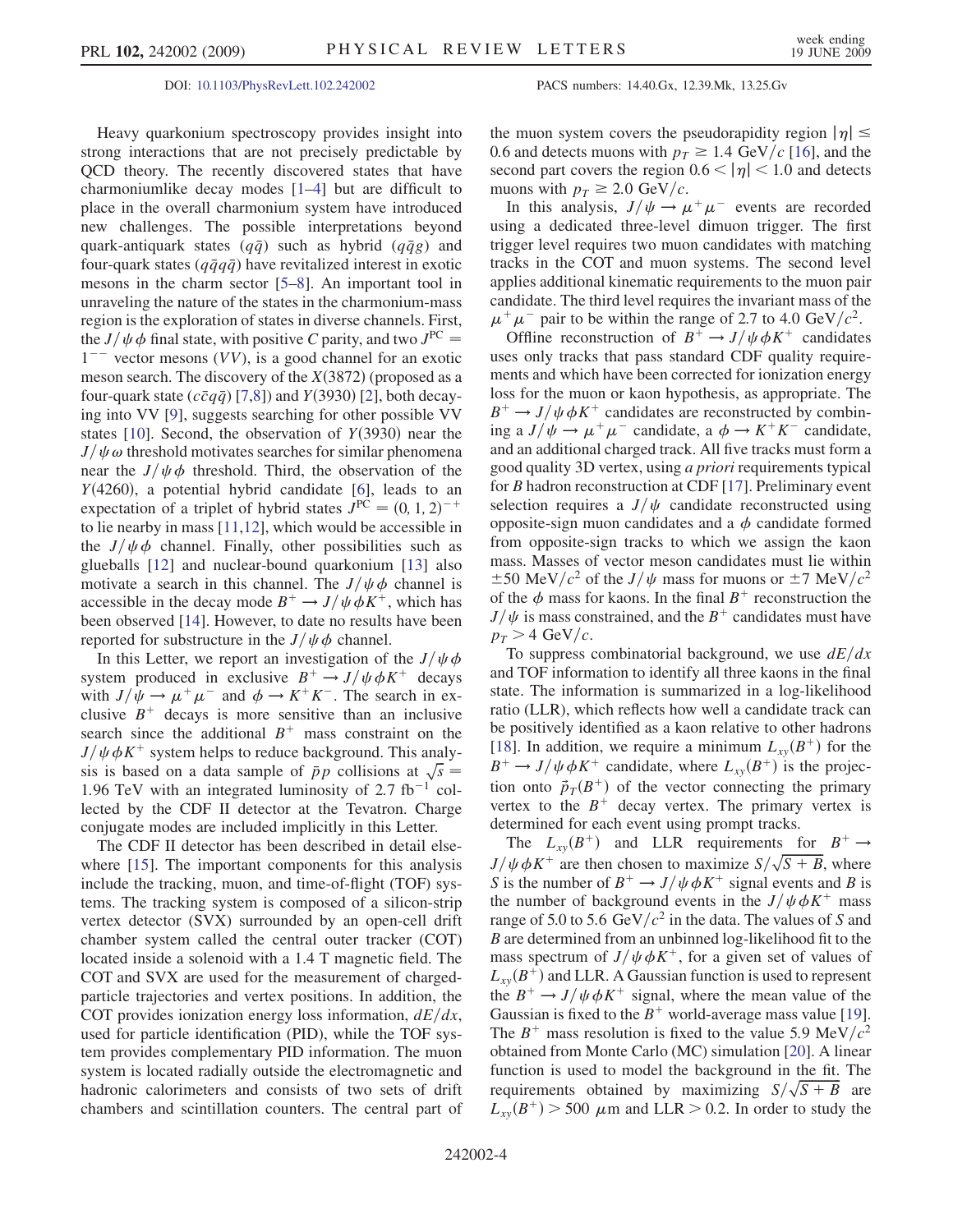DOI: 10.1103/PhysRevLett.102.242002 PACS numbers: 14.40.Gx, 12.39.Mk, 13.25.Gv

Heavy quarkonium spectroscopy provides insight into strong interactions that are not precisely predictable by QCD theory. The recently discovered states that have charmoniumlike decay modes [1–4] but are difficult to place in the overall charmonium system have introduced new challenges. The possible interpretations beyond quark-antiquark states ($q\bar{q}$) such as hybrid ($q\bar{q}g$) and four-quark states ($q\bar{q}q\bar{q}$) have revitalized interest in exotic mesons in the charm sector [5–8]. An important tool in unraveling the nature of the states in the charmonium-mass region is the exploration of states in diverse channels. First, the $J/\psi\phi$ final state, with positive $C$ parity, and two $J^{PC} = 1^{--}$ vector mesons ($VV$), is a good channel for an exotic meson search. The discovery of the $X(3872)$ (proposed as a four-quark state ($c\bar{c}q\bar{q}$) [7,8]) and $Y(3930)$ [2], both decaying into VV [9], suggests searching for other possible VV states [10]. Second, the observation of $Y(3930)$ near the $J/\psi\omega$ threshold motivates searches for similar phenomena near the $J/\psi\phi$ threshold. Third, the observation of the $Y(4260)$, a potential hybrid candidate [6], leads to an expectation of a triplet of hybrid states $J^{PC} = (0, 1, 2)^{-+}$ to lie nearby in mass [11,12], which would be accessible in the $J/\psi\phi$ channel. Finally, other possibilities such as glueballs [12] and nuclear-bound quarkonium [13] also motivate a search in this channel. The $J/\psi\phi$ channel is accessible in the decay mode $B^+ \to J/\psi\phi K^+$, which has been observed [14]. However, to date no results have been reported for substructure in the $J/\psi\phi$ channel.

In this Letter, we report an investigation of the $J/\psi\phi$ system produced in exclusive $B^+ \to J/\psi\phi K^+$ decays with $J/\psi \to \mu^+\mu^-$ and $\phi \to K^+K^-$. The search in exclusive $B^+$ decays is more sensitive than an inclusive search since the additional $B^+$ mass constraint on the $J/\psi\phi K^+$ system helps to reduce background. This analysis is based on a data sample of $\bar{p}p$ collisions at $\sqrt{s} = 1.96$ TeV with an integrated luminosity of 2.7 fb$^{-1}$ collected by the CDF II detector at the Tevatron. Charge conjugate modes are included implicitly in this Letter.

The CDF II detector has been described in detail elsewhere [15]. The important components for this analysis include the tracking, muon, and time-of-flight (TOF) systems. The tracking system is composed of a silicon-strip vertex detector (SVX) surrounded by an open-cell drift chamber system called the central outer tracker (COT) located inside a solenoid with a 1.4 T magnetic field. The COT and SVX are used for the measurement of charged-particle trajectories and vertex positions. In addition, the COT provides ionization energy loss information, $dE/dx$, used for particle identification (PID), while the TOF system provides complementary PID information. The muon system is located radially outside the electromagnetic and hadronic calorimeters and consists of two sets of drift chambers and scintillation counters. The central part of the muon system covers the pseudorapidity region $|\eta| \leq 0.6$ and detects muons with $p_T \geq 1.4$ GeV/$c$ [16], and the second part covers the region $0.6 < |\eta| < 1.0$ and detects muons with $p_T \geq 2.0$ GeV/$c$.

In this analysis, $J/\psi \to \mu^+\mu^-$ events are recorded using a dedicated three-level dimuon trigger. The first trigger level requires two muon candidates with matching tracks in the COT and muon systems. The second level applies additional kinematic requirements to the muon pair candidate. The third level requires the invariant mass of the $\mu^+\mu^-$ pair to be within the range of 2.7 to 4.0 GeV/$c^2$.

Offline reconstruction of $B^+ \to J/\psi\phi K^+$ candidates uses only tracks that pass standard CDF quality requirements and which have been corrected for ionization energy loss for the muon or kaon hypothesis, as appropriate. The $B^+ \to J/\psi\phi K^+$ candidates are reconstructed by combining a $J/\psi \to \mu^+\mu^-$ candidate, a $\phi \to K^+K^-$ candidate, and an additional charged track. All five tracks must form a good quality 3D vertex, using *a priori* requirements typical for $B$ hadron reconstruction at CDF [17]. Preliminary event selection requires a $J/\psi$ candidate reconstructed using opposite-sign muon candidates and a $\phi$ candidate formed from opposite-sign tracks to which we assign the kaon mass. Masses of vector meson candidates must lie within $\pm 50$ MeV/$c^2$ of the $J/\psi$ mass for muons or $\pm 7$ MeV/$c^2$ of the $\phi$ mass for kaons. In the final $B^+$ reconstruction the $J/\psi$ is mass constrained, and the $B^+$ candidates must have $p_T > 4$ GeV/$c$.

To suppress combinatorial background, we use $dE/dx$ and TOF information to identify all three kaons in the final state. The information is summarized in a log-likelihood ratio (LLR), which reflects how well a candidate track can be positively identified as a kaon relative to other hadrons [18]. In addition, we require a minimum $L_{xy}(B^+)$ for the $B^+ \to J/\psi\phi K^+$ candidate, where $L_{xy}(B^+)$ is the projection onto $\vec{p}_T(B^+)$ of the vector connecting the primary vertex to the $B^+$ decay vertex. The primary vertex is determined for each event using prompt tracks.

The $L_{xy}(B^+)$ and LLR requirements for $B^+ \to J/\psi\phi K^+$ are then chosen to maximize $S/\sqrt{S+B}$, where $S$ is the number of $B^+ \to J/\psi\phi K^+$ signal events and $B$ is the number of background events in the $J/\psi\phi K^+$ mass range of 5.0 to 5.6 GeV/$c^2$ in the data. The values of $S$ and $B$ are determined from an unbinned log-likelihood fit to the mass spectrum of $J/\psi\phi K^+$, for a given set of values of $L_{xy}(B^+)$ and LLR. A Gaussian function is used to represent the $B^+ \to J/\psi\phi K^+$ signal, where the mean value of the Gaussian is fixed to the $B^+$ world-average mass value [19]. The $B^+$ mass resolution is fixed to the value 5.9 MeV/$c^2$ obtained from Monte Carlo (MC) simulation [20]. A linear function is used to model the background in the fit. The requirements obtained by maximizing $S/\sqrt{S+B}$ are $L_{xy}(B^+) > 500$ $\mu$m and LLR $> 0.2$. In order to study the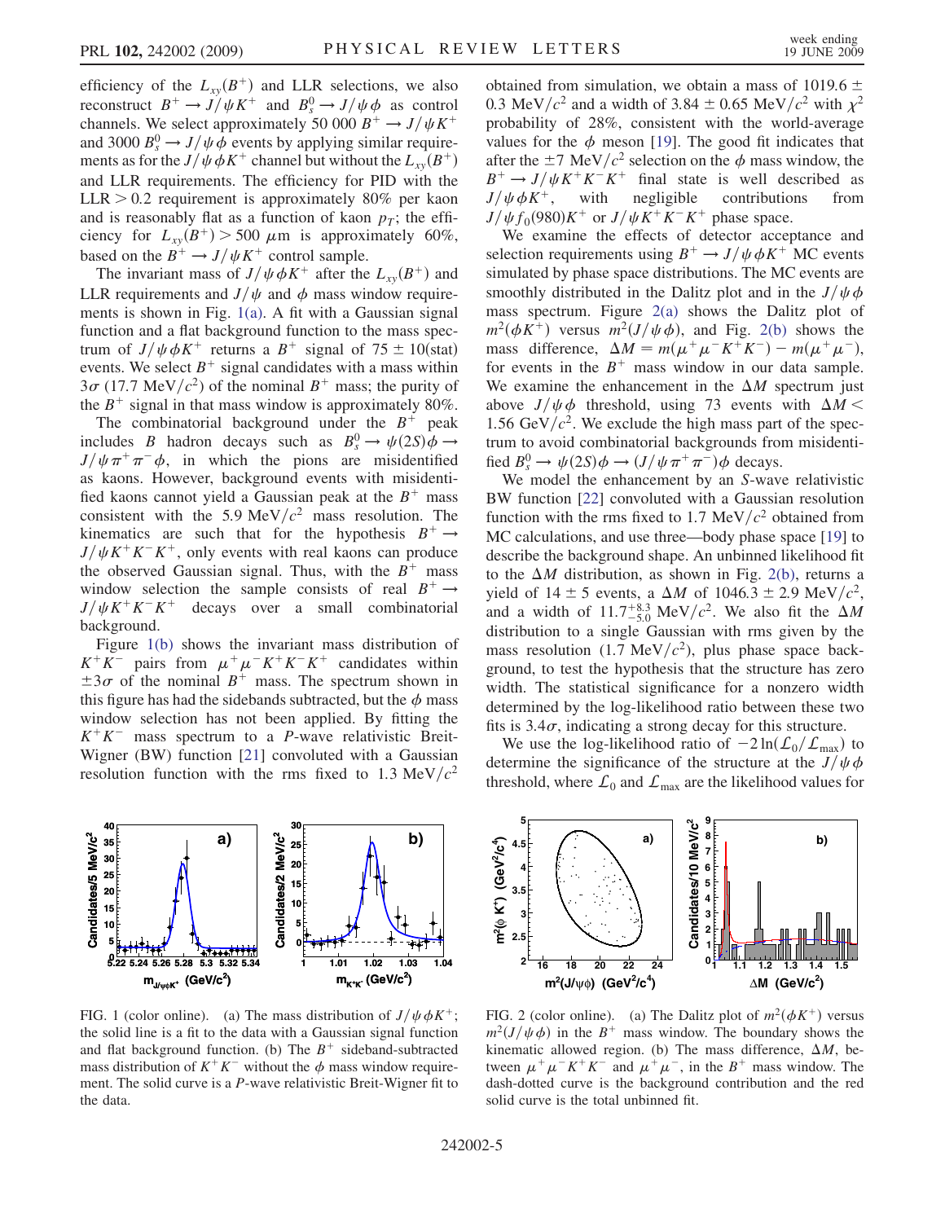efficiency of the $L_{xy}(B^+)$ and LLR selections, we also reconstruct $B^+ \to J/\psi K^+$ and $B_s^0 \to J/\psi \phi$ as control channels. We select approximately 50 000 $B^+ \to J/\psi K^+$ and 3000 $B_s^0 \to J/\psi \phi$ events by applying similar requirements as for the $J/\psi \phi K^+$ channel but without the $L_{xy}(B^+)$ and LLR requirements. The efficiency for PID with the $\text{LLR} > 0.2$ requirement is approximately 80% per kaon and is reasonably flat as a function of kaon $p_T$; the efficiency for $L_{xy}(B^+) > 500\ \mu\text{m}$ is approximately 60%, based on the $B^+ \to J/\psi K^+$ control sample.

The invariant mass of $J/\psi \phi K^+$ after the $L_{xy}(B^+)$ and LLR requirements and $J/\psi$ and $\phi$ mass window requirements is shown in Fig. 1(a). A fit with a Gaussian signal function and a flat background function to the mass spectrum of $J/\psi \phi K^+$ returns a $B^+$ signal of $75 \pm 10$(stat) events. We select $B^+$ signal candidates with a mass within $3\sigma$ (17.7 $\text{MeV}/c^2$) of the nominal $B^+$ mass; the purity of the $B^+$ signal in that mass window is approximately 80%.

The combinatorial background under the $B^+$ peak includes $B$ hadron decays such as $B_s^0 \to \psi(2S)\phi \to J/\psi \pi^+\pi^- \phi$, in which the pions are misidentified as kaons. However, background events with misidentified kaons cannot yield a Gaussian peak at the $B^+$ mass consistent with the 5.9 $\text{MeV}/c^2$ mass resolution. The kinematics are such that for the hypothesis $B^+ \to J/\psi K^+ K^- K^+$, only events with real kaons can produce the observed Gaussian signal. Thus, with the $B^+$ mass window selection the sample consists of real $B^+ \to J/\psi K^+ K^- K^+$ decays over a small combinatorial background.

Figure 1(b) shows the invariant mass distribution of $K^+K^-$ pairs from $\mu^+\mu^- K^+ K^- K^+$ candidates within $\pm 3\sigma$ of the nominal $B^+$ mass. The spectrum shown in this figure has had the sidebands subtracted, but the $\phi$ mass window selection has not been applied. By fitting the $K^+K^-$ mass spectrum to a $P$-wave relativistic Breit-Wigner (BW) function [21] convoluted with a Gaussian resolution function with the rms fixed to 1.3 $\text{MeV}/c^2$ obtained from simulation, we obtain a mass of $1019.6 \pm 0.3\ \text{MeV}/c^2$ and a width of $3.84 \pm 0.65\ \text{MeV}/c^2$ with $\chi^2$ probability of 28%, consistent with the world-average values for the $\phi$ meson [19]. The good fit indicates that after the $\pm 7\ \text{MeV}/c^2$ selection on the $\phi$ mass window, the $B^+ \to J/\psi K^+ K^- K^+$ final state is well described as $J/\psi \phi K^+$, with negligible contributions from $J/\psi f_0(980) K^+$ or $J/\psi K^+ K^- K^+$ phase space.

We examine the effects of detector acceptance and selection requirements using $B^+ \to J/\psi \phi K^+$ MC events simulated by phase space distributions. The MC events are smoothly distributed in the Dalitz plot and in the $J/\psi \phi$ mass spectrum. Figure 2(a) shows the Dalitz plot of $m^2(\phi K^+)$ versus $m^2(J/\psi \phi)$, and Fig. 2(b) shows the mass difference, $\Delta M = m(\mu^+\mu^- K^+ K^-) - m(\mu^+\mu^-)$, for events in the $B^+$ mass window in our data sample. We examine the enhancement in the $\Delta M$ spectrum just above $J/\psi \phi$ threshold, using 73 events with $\Delta M < 1.56\ \text{GeV}/c^2$. We exclude the high mass part of the spectrum to avoid combinatorial backgrounds from misidentified $B_s^0 \to \psi(2S)\phi \to (J/\psi \pi^+\pi^-)\phi$ decays.

We model the enhancement by an $S$-wave relativistic BW function [22] convoluted with a Gaussian resolution function with the rms fixed to 1.7 $\text{MeV}/c^2$ obtained from MC calculations, and use three—body phase space [19] to describe the background shape. An unbinned likelihood fit to the $\Delta M$ distribution, as shown in Fig. 2(b), returns a yield of $14 \pm 5$ events, a $\Delta M$ of $1046.3 \pm 2.9\ \text{MeV}/c^2$, and a width of $11.7^{+8.3}_{-5.0}\ \text{MeV}/c^2$. We also fit the $\Delta M$ distribution to a single Gaussian with rms given by the mass resolution (1.7 $\text{MeV}/c^2$), plus phase space background, to test the hypothesis that the structure has zero width. The statistical significance for a nonzero width determined by the log-likelihood ratio between these two fits is $3.4\sigma$, indicating a strong decay for this structure.

We use the log-likelihood ratio of $-2\ln(\mathcal{L}_0/\mathcal{L}_{\text{max}})$ to determine the significance of the structure at the $J/\psi \phi$ threshold, where $\mathcal{L}_0$ and $\mathcal{L}_{\text{max}}$ are the likelihood values for

FIG. 1 (color online). (a) The mass distribution of $J/\psi \phi K^+$; the solid line is a fit to the data with a Gaussian signal function and flat background function. (b) The $B^+$ sideband-subtracted mass distribution of $K^+K^-$ without the $\phi$ mass window requirement. The solid curve is a $P$-wave relativistic Breit-Wigner fit to the data.

FIG. 2 (color online). (a) The Dalitz plot of $m^2(\phi K^+)$ versus $m^2(J/\psi \phi)$ in the $B^+$ mass window. The boundary shows the kinematic allowed region. (b) The mass difference, $\Delta M$, between $\mu^+\mu^- K^+ K^-$ and $\mu^+\mu^-$, in the $B^+$ mass window. The dash-dotted curve is the background contribution and the red solid curve is the total unbinned fit.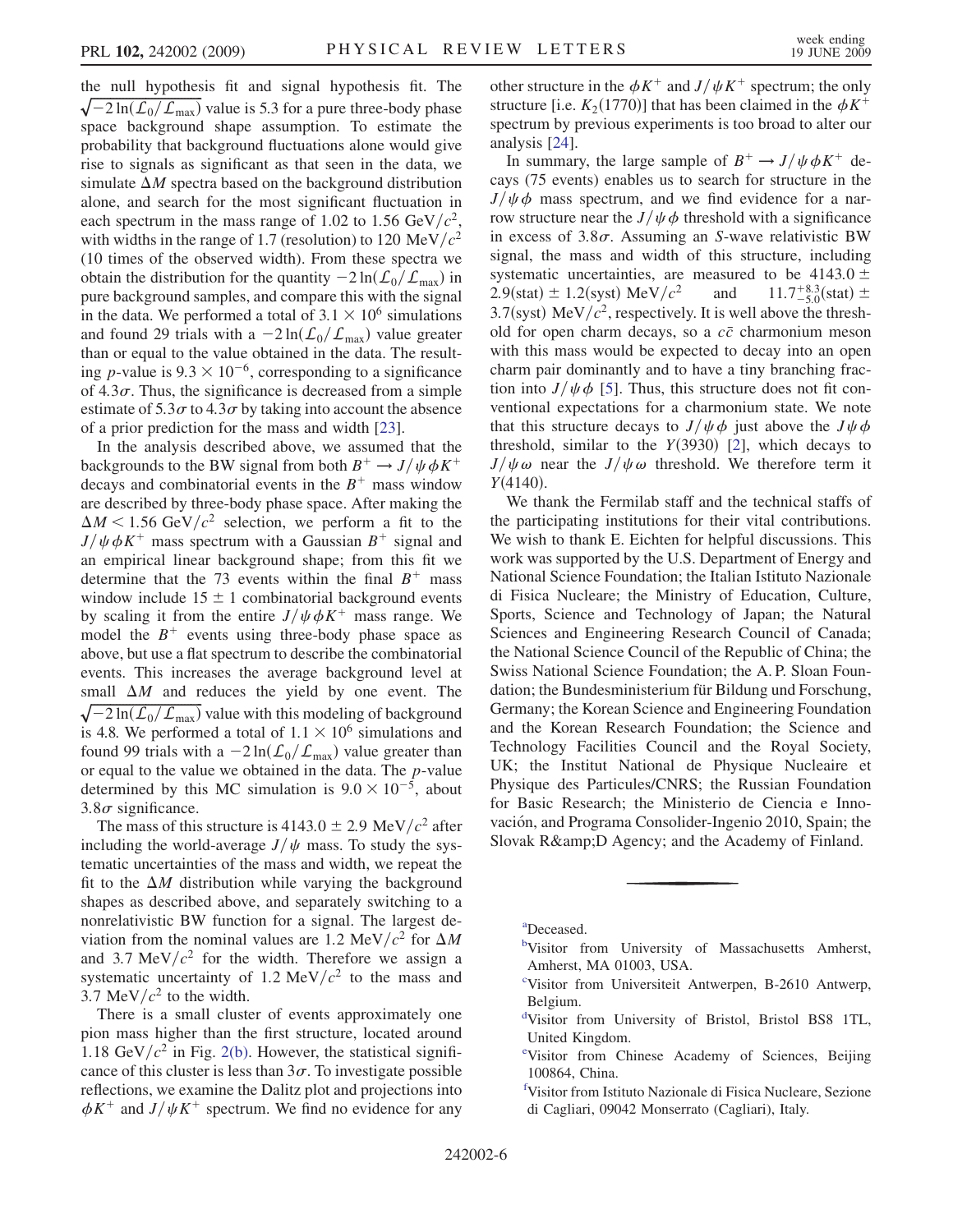the null hypothesis fit and signal hypothesis fit. The $\sqrt{-2\ln(\mathcal{L}_0/\mathcal{L}_{\max})}$ value is 5.3 for a pure three-body phase space background shape assumption. To estimate the probability that background fluctuations alone would give rise to signals as significant as that seen in the data, we simulate $\Delta M$ spectra based on the background distribution alone, and search for the most significant fluctuation in each spectrum in the mass range of 1.02 to 1.56 GeV/$c^2$, with widths in the range of 1.7 (resolution) to 120 MeV/$c^2$ (10 times of the observed width). From these spectra we obtain the distribution for the quantity $-2\ln(\mathcal{L}_0/\mathcal{L}_{\max})$ in pure background samples, and compare this with the signal in the data. We performed a total of $3.1\times10^6$ simulations and found 29 trials with a $-2\ln(\mathcal{L}_0/\mathcal{L}_{\max})$ value greater than or equal to the value obtained in the data. The resulting $p$-value is $9.3\times10^{-6}$, corresponding to a significance of $4.3\sigma$. Thus, the significance is decreased from a simple estimate of $5.3\sigma$ to $4.3\sigma$ by taking into account the absence of a prior prediction for the mass and width [23].

In the analysis described above, we assumed that the backgrounds to the BW signal from both $B^+ \to J/\psi\phi K^+$ decays and combinatorial events in the $B^+$ mass window are described by three-body phase space. After making the $\Delta M < 1.56$ GeV/$c^2$ selection, we perform a fit to the $J/\psi\phi K^+$ mass spectrum with a Gaussian $B^+$ signal and an empirical linear background shape; from this fit we determine that the 73 events within the final $B^+$ mass window include $15\pm1$ combinatorial background events by scaling it from the entire $J/\psi\phi K^+$ mass range. We model the $B^+$ events using three-body phase space as above, but use a flat spectrum to describe the combinatorial events. This increases the average background level at small $\Delta M$ and reduces the yield by one event. The $\sqrt{-2\ln(\mathcal{L}_0/\mathcal{L}_{\max})}$ value with this modeling of background is 4.8. We performed a total of $1.1\times10^6$ simulations and found 99 trials with a $-2\ln(\mathcal{L}_0/\mathcal{L}_{\max})$ value greater than or equal to the value we obtained in the data. The $p$-value determined by this MC simulation is $9.0\times10^{-5}$, about $3.8\sigma$ significance.

The mass of this structure is $4143.0\pm2.9$ MeV/$c^2$ after including the world-average $J/\psi$ mass. To study the systematic uncertainties of the mass and width, we repeat the fit to the $\Delta M$ distribution while varying the background shapes as described above, and separately switching to a nonrelativistic BW function for a signal. The largest deviation from the nominal values are 1.2 MeV/$c^2$ for $\Delta M$ and 3.7 MeV/$c^2$ for the width. Therefore we assign a systematic uncertainty of 1.2 MeV/$c^2$ to the mass and 3.7 MeV/$c^2$ to the width.

There is a small cluster of events approximately one pion mass higher than the first structure, located around 1.18 GeV/$c^2$ in Fig. 2(b). However, the statistical significance of this cluster is less than $3\sigma$. To investigate possible reflections, we examine the Dalitz plot and projections into $\phi K^+$ and $J/\psi K^+$ spectrum. We find no evidence for any other structure in the $\phi K^+$ and $J/\psi K^+$ spectrum; the only structure [i.e. $K_2(1770)$] that has been claimed in the $\phi K^+$ spectrum by previous experiments is too broad to alter our analysis [24].

In summary, the large sample of $B^+ \to J/\psi\phi K^+$ decays (75 events) enables us to search for structure in the $J/\psi\phi$ mass spectrum, and we find evidence for a narrow structure near the $J/\psi\phi$ threshold with a significance in excess of $3.8\sigma$. Assuming an $S$-wave relativistic BW signal, the mass and width of this structure, including systematic uncertainties, are measured to be $4143.0\pm2.9(\text{stat})\pm1.2(\text{syst})$ MeV/$c^2$ and $11.7^{+8.3}_{-5.0}(\text{stat})\pm3.7(\text{syst})$ MeV/$c^2$, respectively. It is well above the threshold for open charm decays, so a $c\bar{c}$ charmonium meson with this mass would be expected to decay into an open charm pair dominantly and to have a tiny branching fraction into $J/\psi\phi$ [5]. Thus, this structure does not fit conventional expectations for a charmonium state. We note that this structure decays to $J/\psi\phi$ just above the $J\psi\phi$ threshold, similar to the $Y(3930)$ [2], which decays to $J/\psi\omega$ near the $J/\psi\omega$ threshold. We therefore term it $Y(4140)$.

We thank the Fermilab staff and the technical staffs of the participating institutions for their vital contributions. We wish to thank E. Eichten for helpful discussions. This work was supported by the U.S. Department of Energy and National Science Foundation; the Italian Istituto Nazionale di Fisica Nucleare; the Ministry of Education, Culture, Sports, Science and Technology of Japan; the Natural Sciences and Engineering Research Council of Canada; the National Science Council of the Republic of China; the Swiss National Science Foundation; the A. P. Sloan Foundation; the Bundesministerium für Bildung und Forschung, Germany; the Korean Science and Engineering Foundation and the Korean Research Foundation; the Science and Technology Facilities Council and the Royal Society, UK; the Institut National de Physique Nucleaire et Physique des Particules/CNRS; the Russian Foundation for Basic Research; the Ministerio de Ciencia e Innovación, and Programa Consolider-Ingenio 2010, Spain; the Slovak R&amp;D Agency; and the Academy of Finland.

---

[a]Deceased.

[b]Visitor from University of Massachusetts Amherst, Amherst, MA 01003, USA.

[c]Visitor from Universiteit Antwerpen, B-2610 Antwerp, Belgium.

[d]Visitor from University of Bristol, Bristol BS8 1TL, United Kingdom.

[e]Visitor from Chinese Academy of Sciences, Beijing 100864, China.

[f]Visitor from Istituto Nazionale di Fisica Nucleare, Sezione di Cagliari, 09042 Monserrato (Cagliari), Italy.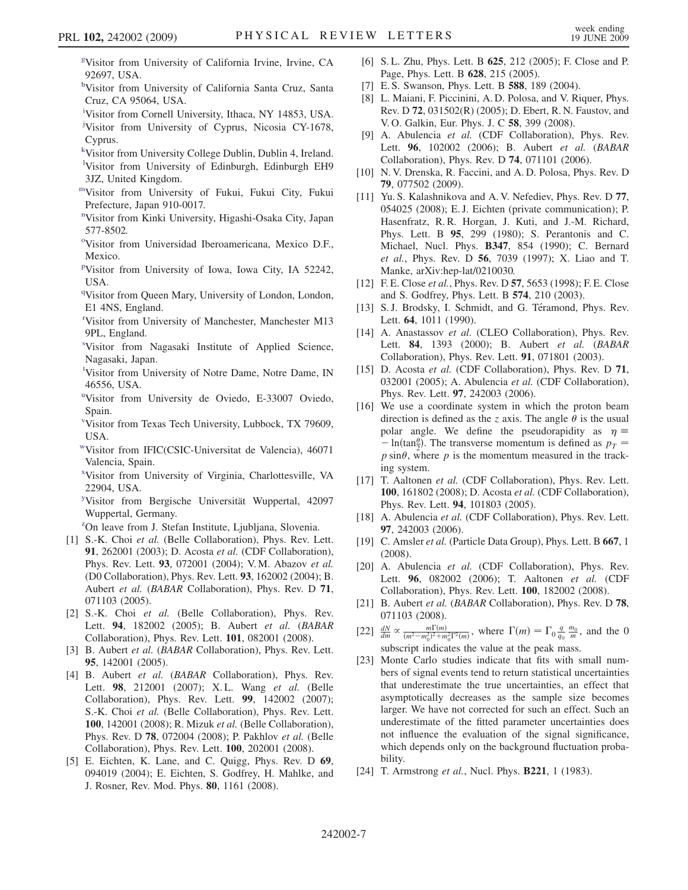[g]Visitor from University of California Irvine, Irvine, CA 92697, USA.

[h]Visitor from University of California Santa Cruz, Santa Cruz, CA 95064, USA.

[i]Visitor from Cornell University, Ithaca, NY 14853, USA.

[j]Visitor from University of Cyprus, Nicosia CY-1678, Cyprus.

[k]Visitor from University College Dublin, Dublin 4, Ireland.

[l]Visitor from University of Edinburgh, Edinburgh EH9 3JZ, United Kingdom.

[m]Visitor from University of Fukui, Fukui City, Fukui Prefecture, Japan 910-0017.

[n]Visitor from Kinki University, Higashi-Osaka City, Japan 577-8502.

[o]Visitor from Universidad Iberoamericana, Mexico D.F., Mexico.

[p]Visitor from University of Iowa, Iowa City, IA 52242, USA.

[q]Visitor from Queen Mary, University of London, London, E1 4NS, England.

[r]Visitor from University of Manchester, Manchester M13 9PL, England.

[s]Visitor from Nagasaki Institute of Applied Science, Nagasaki, Japan.

[t]Visitor from University of Notre Dame, Notre Dame, IN 46556, USA.

[u]Visitor from University de Oviedo, E-33007 Oviedo, Spain.

[v]Visitor from Texas Tech University, Lubbock, TX 79609, USA.

[w]Visitor from IFIC(CSIC-Universitat de Valencia), 46071 Valencia, Spain.

[x]Visitor from University of Virginia, Charlottesville, VA 22904, USA.

[y]Visitor from Bergische Universität Wuppertal, 42097 Wuppertal, Germany.

[z]On leave from J. Stefan Institute, Ljubljana, Slovenia.

[1] S.-K. Choi *et al.* (Belle Collaboration), Phys. Rev. Lett. **91**, 262001 (2003); D. Acosta *et al.* (CDF Collaboration), Phys. Rev. Lett. **93**, 072001 (2004); V. M. Abazov *et al.* (D0 Collaboration), Phys. Rev. Lett. **93**, 162002 (2004); B. Aubert *et al.* (*BABAR* Collaboration), Phys. Rev. D **71**, 071103 (2005).

[2] S.-K. Choi *et al.* (Belle Collaboration), Phys. Rev. Lett. **94**, 182002 (2005); B. Aubert *et al.* (*BABAR* Collaboration), Phys. Rev. Lett. **101**, 082001 (2008).

[3] B. Aubert *et al.* (*BABAR* Collaboration), Phys. Rev. Lett. **95**, 142001 (2005).

[4] B. Aubert *et al.* (*BABAR* Collaboration), Phys. Rev. Lett. **98**, 212001 (2007); X. L. Wang *et al.* (Belle Collaboration), Phys. Rev. Lett. **99**, 142002 (2007); S.-K. Choi *et al.* (Belle Collaboration), Phys. Rev. Lett. **100**, 142001 (2008); R. Mizuk *et al.* (Belle Collaboration), Phys. Rev. D **78**, 072004 (2008); P. Pakhlov *et al.* (Belle Collaboration), Phys. Rev. Lett. **100**, 202001 (2008).

[5] E. Eichten, K. Lane, and C. Quigg, Phys. Rev. D **69**, 094019 (2004); E. Eichten, S. Godfrey, H. Mahlke, and J. Rosner, Rev. Mod. Phys. **80**, 1161 (2008).

[6] S. L. Zhu, Phys. Lett. B **625**, 212 (2005); F. Close and P. Page, Phys. Lett. B **628**, 215 (2005).

[7] E. S. Swanson, Phys. Lett. B **588**, 189 (2004).

[8] L. Maiani, F. Piccinini, A. D. Polosa, and V. Riquer, Phys. Rev. D **72**, 031502(R) (2005); D. Ebert, R. N. Faustov, and V. O. Galkin, Eur. Phys. J. C **58**, 399 (2008).

[9] A. Abulencia *et al.* (CDF Collaboration), Phys. Rev. Lett. **96**, 102002 (2006); B. Aubert *et al.* (*BABAR* Collaboration), Phys. Rev. D **74**, 071101 (2006).

[10] N. V. Drenska, R. Faccini, and A. D. Polosa, Phys. Rev. D **79**, 077502 (2009).

[11] Yu. S. Kalashnikova and A. V. Nefediev, Phys. Rev. D **77**, 054025 (2008); E. J. Eichten (private communication); P. Hasenfratz, R. R. Horgan, J. Kuti, and J.-M. Richard, Phys. Lett. B **95**, 299 (1980); S. Perantonis and C. Michael, Nucl. Phys. **B347**, 854 (1990); C. Bernard *et al.*, Phys. Rev. D **56**, 7039 (1997); X. Liao and T. Manke, arXiv:hep-lat/0210030.

[12] F. E. Close *et al.*, Phys. Rev. D **57**, 5653 (1998); F. E. Close and S. Godfrey, Phys. Lett. B **574**, 210 (2003).

[13] S. J. Brodsky, I. Schmidt, and G. Téramond, Phys. Rev. Lett. **64**, 1011 (1990).

[14] A. Anastassov *et al.* (CLEO Collaboration), Phys. Rev. Lett. **84**, 1393 (2000); B. Aubert *et al.* (*BABAR* Collaboration), Phys. Rev. Lett. **91**, 071801 (2003).

[15] D. Acosta *et al.* (CDF Collaboration), Phys. Rev. D **71**, 032001 (2005); A. Abulencia *et al.* (CDF Collaboration), Phys. Rev. Lett. **97**, 242003 (2006).

[16] We use a coordinate system in which the proton beam direction is defined as the $z$ axis. The angle $\theta$ is the usual polar angle. We define the pseudorapidity as $\eta \equiv -\ln(\tan\frac{\theta}{2})$. The transverse momentum is defined as $p_T = p\sin\theta$, where $p$ is the momentum measured in the tracking system.

[17] T. Aaltonen *et al.* (CDF Collaboration), Phys. Rev. Lett. **100**, 161802 (2008); D. Acosta *et al.* (CDF Collaboration), Phys. Rev. Lett. **94**, 101803 (2005).

[18] A. Abulencia *et al.* (CDF Collaboration), Phys. Rev. Lett. **97**, 242003 (2006).

[19] C. Amsler *et al.* (Particle Data Group), Phys. Lett. B **667**, 1 (2008).

[20] A. Abulencia *et al.* (CDF Collaboration), Phys. Rev. Lett. **96**, 082002 (2006); T. Aaltonen *et al.* (CDF Collaboration), Phys. Rev. Lett. **100**, 182002 (2008).

[21] B. Aubert *et al.* (*BABAR* Collaboration), Phys. Rev. D **78**, 071103 (2008).

[22] $\frac{dN}{dm} \propto \frac{m\Gamma(m)}{(m^2-m_0^2)^2+m_0^2\Gamma^2(m)}$, where $\Gamma(m) = \Gamma_0 \frac{q}{q_0} \frac{m_0}{m}$, and the 0 subscript indicates the value at the peak mass.

[23] Monte Carlo studies indicate that fits with small numbers of signal events tend to return statistical uncertainties that underestimate the true uncertainties, an effect that asymptotically decreases as the sample size becomes larger. We have not corrected for such an effect. Such an underestimate of the fitted parameter uncertainties does not influence the evaluation of the signal significance, which depends only on the background fluctuation probability.

[24] T. Armstrong *et al.*, Nucl. Phys. **B221**, 1 (1983).